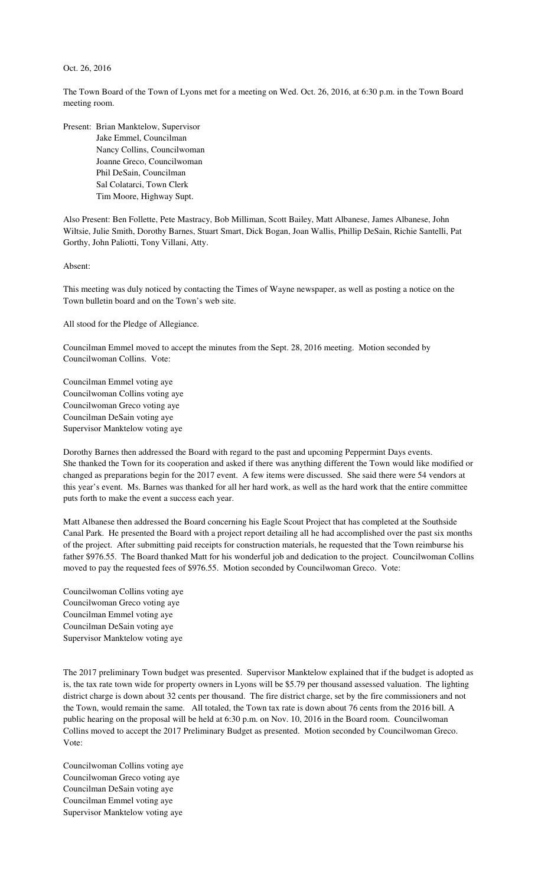Oct. 26, 2016

The Town Board of the Town of Lyons met for a meeting on Wed. Oct. 26, 2016, at 6:30 p.m. in the Town Board meeting room.

Present: Brian Manktelow, Supervisor
Jake Emmel, Councilman
Nancy Collins, Councilwoman
Joanne Greco, Councilwoman
Phil DeSain, Councilman
Sal Colatarci, Town Clerk
Tim Moore, Highway Supt.

Also Present: Ben Follette, Pete Mastracy, Bob Milliman, Scott Bailey, Matt Albanese, James Albanese, John Wiltsie, Julie Smith, Dorothy Barnes, Stuart Smart, Dick Bogan, Joan Wallis, Phillip DeSain, Richie Santelli, Pat Gorthy, John Paliotti, Tony Villani, Atty.

Absent:

This meeting was duly noticed by contacting the Times of Wayne newspaper, as well as posting a notice on the Town bulletin board and on the Town's web site.

All stood for the Pledge of Allegiance.

Councilman Emmel moved to accept the minutes from the Sept. 28, 2016 meeting. Motion seconded by Councilwoman Collins. Vote:

Councilman Emmel voting aye
Councilwoman Collins voting aye
Councilwoman Greco voting aye
Councilman DeSain voting aye
Supervisor Manktelow voting aye

Dorothy Barnes then addressed the Board with regard to the past and upcoming Peppermint Days events. She thanked the Town for its cooperation and asked if there was anything different the Town would like modified or changed as preparations begin for the 2017 event. A few items were discussed. She said there were 54 vendors at this year's event. Ms. Barnes was thanked for all her hard work, as well as the hard work that the entire committee puts forth to make the event a success each year.

Matt Albanese then addressed the Board concerning his Eagle Scout Project that has completed at the Southside Canal Park. He presented the Board with a project report detailing all he had accomplished over the past six months of the project. After submitting paid receipts for construction materials, he requested that the Town reimburse his father $976.55. The Board thanked Matt for his wonderful job and dedication to the project. Councilwoman Collins moved to pay the requested fees of $976.55. Motion seconded by Councilwoman Greco. Vote:

Councilwoman Collins voting aye
Councilwoman Greco voting aye
Councilman Emmel voting aye
Councilman DeSain voting aye
Supervisor Manktelow voting aye

The 2017 preliminary Town budget was presented. Supervisor Manktelow explained that if the budget is adopted as is, the tax rate town wide for property owners in Lyons will be $5.79 per thousand assessed valuation. The lighting district charge is down about 32 cents per thousand. The fire district charge, set by the fire commissioners and not the Town, would remain the same. All totaled, the Town tax rate is down about 76 cents from the 2016 bill. A public hearing on the proposal will be held at 6:30 p.m. on Nov. 10, 2016 in the Board room. Councilwoman Collins moved to accept the 2017 Preliminary Budget as presented. Motion seconded by Councilwoman Greco. Vote:

Councilwoman Collins voting aye
Councilwoman Greco voting aye
Councilman DeSain voting aye
Councilman Emmel voting aye
Supervisor Manktelow voting aye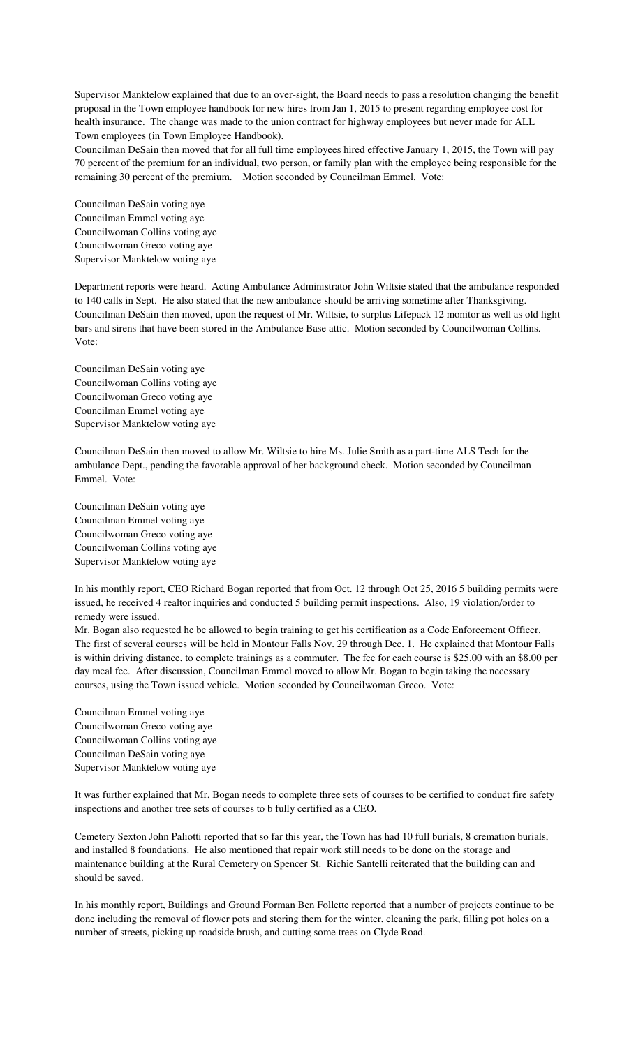Supervisor Manktelow explained that due to an over-sight, the Board needs to pass a resolution changing the benefit proposal in the Town employee handbook for new hires from Jan 1, 2015 to present regarding employee cost for health insurance. The change was made to the union contract for highway employees but never made for ALL Town employees (in Town Employee Handbook).

Councilman DeSain then moved that for all full time employees hired effective January 1, 2015, the Town will pay 70 percent of the premium for an individual, two person, or family plan with the employee being responsible for the remaining 30 percent of the premium. Motion seconded by Councilman Emmel. Vote:

Councilman DeSain voting aye
Councilman Emmel voting aye
Councilwoman Collins voting aye
Councilwoman Greco voting aye
Supervisor Manktelow voting aye

Department reports were heard. Acting Ambulance Administrator John Wiltsie stated that the ambulance responded to 140 calls in Sept. He also stated that the new ambulance should be arriving sometime after Thanksgiving. Councilman DeSain then moved, upon the request of Mr. Wiltsie, to surplus Lifepack 12 monitor as well as old light bars and sirens that have been stored in the Ambulance Base attic. Motion seconded by Councilwoman Collins. Vote:

Councilman DeSain voting aye
Councilwoman Collins voting aye
Councilwoman Greco voting aye
Councilman Emmel voting aye
Supervisor Manktelow voting aye

Councilman DeSain then moved to allow Mr. Wiltsie to hire Ms. Julie Smith as a part-time ALS Tech for the ambulance Dept., pending the favorable approval of her background check. Motion seconded by Councilman Emmel. Vote:

Councilman DeSain voting aye
Councilman Emmel voting aye
Councilwoman Greco voting aye
Councilwoman Collins voting aye
Supervisor Manktelow voting aye

In his monthly report, CEO Richard Bogan reported that from Oct. 12 through Oct 25, 2016 5 building permits were issued, he received 4 realtor inquiries and conducted 5 building permit inspections. Also, 19 violation/order to remedy were issued.

Mr. Bogan also requested he be allowed to begin training to get his certification as a Code Enforcement Officer. The first of several courses will be held in Montour Falls Nov. 29 through Dec. 1. He explained that Montour Falls is within driving distance, to complete trainings as a commuter. The fee for each course is $25.00 with an $8.00 per day meal fee. After discussion, Councilman Emmel moved to allow Mr. Bogan to begin taking the necessary courses, using the Town issued vehicle. Motion seconded by Councilwoman Greco. Vote:

Councilman Emmel voting aye
Councilwoman Greco voting aye
Councilwoman Collins voting aye
Councilman DeSain voting aye
Supervisor Manktelow voting aye

It was further explained that Mr. Bogan needs to complete three sets of courses to be certified to conduct fire safety inspections and another tree sets of courses to b fully certified as a CEO.

Cemetery Sexton John Paliotti reported that so far this year, the Town has had 10 full burials, 8 cremation burials, and installed 8 foundations. He also mentioned that repair work still needs to be done on the storage and maintenance building at the Rural Cemetery on Spencer St. Richie Santelli reiterated that the building can and should be saved.

In his monthly report, Buildings and Ground Forman Ben Follette reported that a number of projects continue to be done including the removal of flower pots and storing them for the winter, cleaning the park, filling pot holes on a number of streets, picking up roadside brush, and cutting some trees on Clyde Road.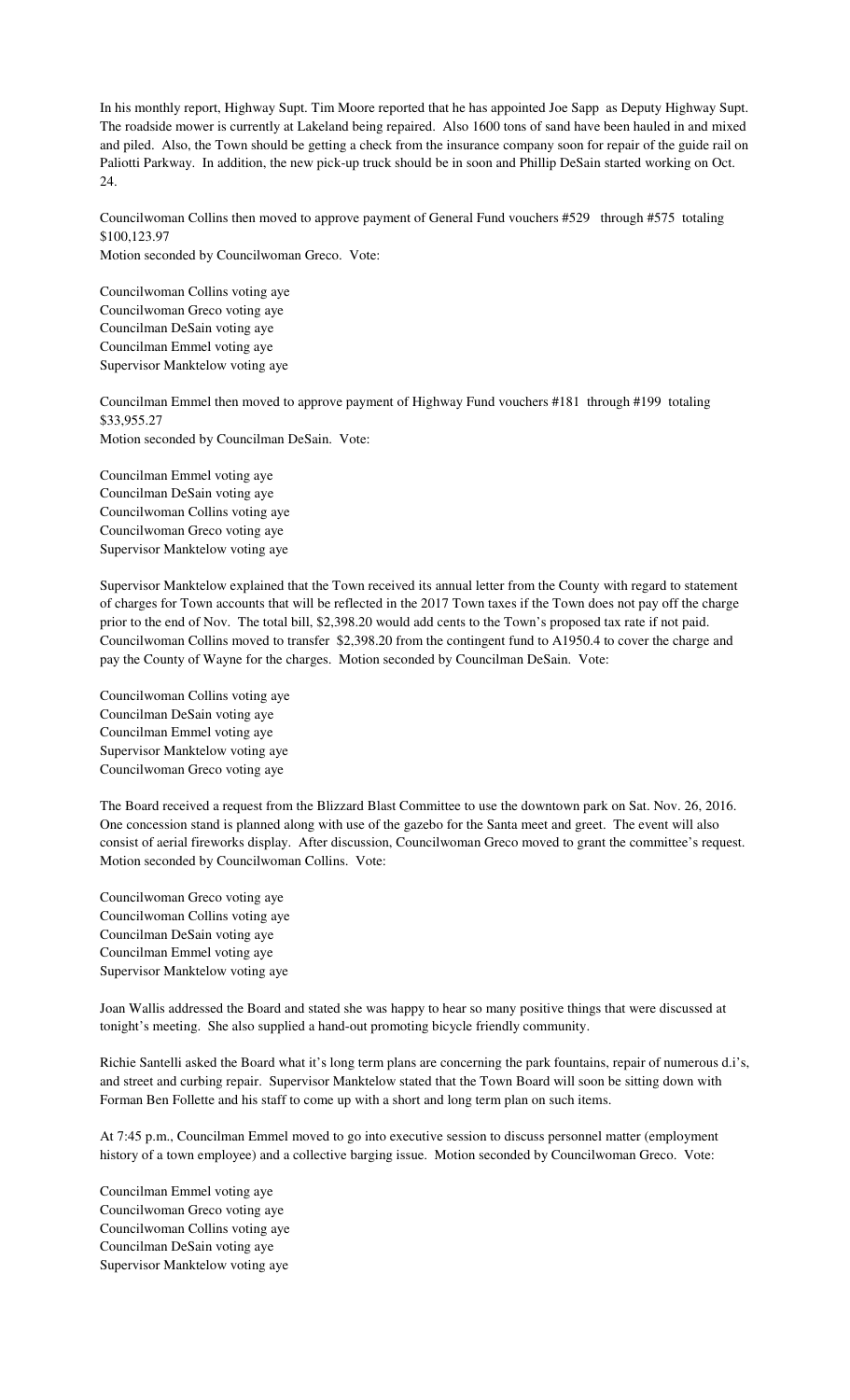In his monthly report, Highway Supt. Tim Moore reported that he has appointed Joe Sapp as Deputy Highway Supt. The roadside mower is currently at Lakeland being repaired. Also 1600 tons of sand have been hauled in and mixed and piled. Also, the Town should be getting a check from the insurance company soon for repair of the guide rail on Paliotti Parkway. In addition, the new pick-up truck should be in soon and Phillip DeSain started working on Oct. 24.

Councilwoman Collins then moved to approve payment of General Fund vouchers #529 through #575 totaling $100,123.97
Motion seconded by Councilwoman Greco. Vote:

Councilwoman Collins voting aye
Councilwoman Greco voting aye
Councilman DeSain voting aye
Councilman Emmel voting aye
Supervisor Manktelow voting aye

Councilman Emmel then moved to approve payment of Highway Fund vouchers #181 through #199 totaling $33,955.27
Motion seconded by Councilman DeSain. Vote:

Councilman Emmel voting aye
Councilman DeSain voting aye
Councilwoman Collins voting aye
Councilwoman Greco voting aye
Supervisor Manktelow voting aye

Supervisor Manktelow explained that the Town received its annual letter from the County with regard to statement of charges for Town accounts that will be reflected in the 2017 Town taxes if the Town does not pay off the charge prior to the end of Nov. The total bill, $2,398.20 would add cents to the Town's proposed tax rate if not paid. Councilwoman Collins moved to transfer $2,398.20 from the contingent fund to A1950.4 to cover the charge and pay the County of Wayne for the charges. Motion seconded by Councilman DeSain. Vote:

Councilwoman Collins voting aye
Councilman DeSain voting aye
Councilman Emmel voting aye
Supervisor Manktelow voting aye
Councilwoman Greco voting aye

The Board received a request from the Blizzard Blast Committee to use the downtown park on Sat. Nov. 26, 2016. One concession stand is planned along with use of the gazebo for the Santa meet and greet. The event will also consist of aerial fireworks display. After discussion, Councilwoman Greco moved to grant the committee's request. Motion seconded by Councilwoman Collins. Vote:

Councilwoman Greco voting aye
Councilwoman Collins voting aye
Councilman DeSain voting aye
Councilman Emmel voting aye
Supervisor Manktelow voting aye

Joan Wallis addressed the Board and stated she was happy to hear so many positive things that were discussed at tonight's meeting. She also supplied a hand-out promoting bicycle friendly community.

Richie Santelli asked the Board what it's long term plans are concerning the park fountains, repair of numerous d.i's, and street and curbing repair. Supervisor Manktelow stated that the Town Board will soon be sitting down with Forman Ben Follette and his staff to come up with a short and long term plan on such items.

At 7:45 p.m., Councilman Emmel moved to go into executive session to discuss personnel matter (employment history of a town employee) and a collective barging issue. Motion seconded by Councilwoman Greco. Vote:

Councilman Emmel voting aye
Councilwoman Greco voting aye
Councilwoman Collins voting aye
Councilman DeSain voting aye
Supervisor Manktelow voting aye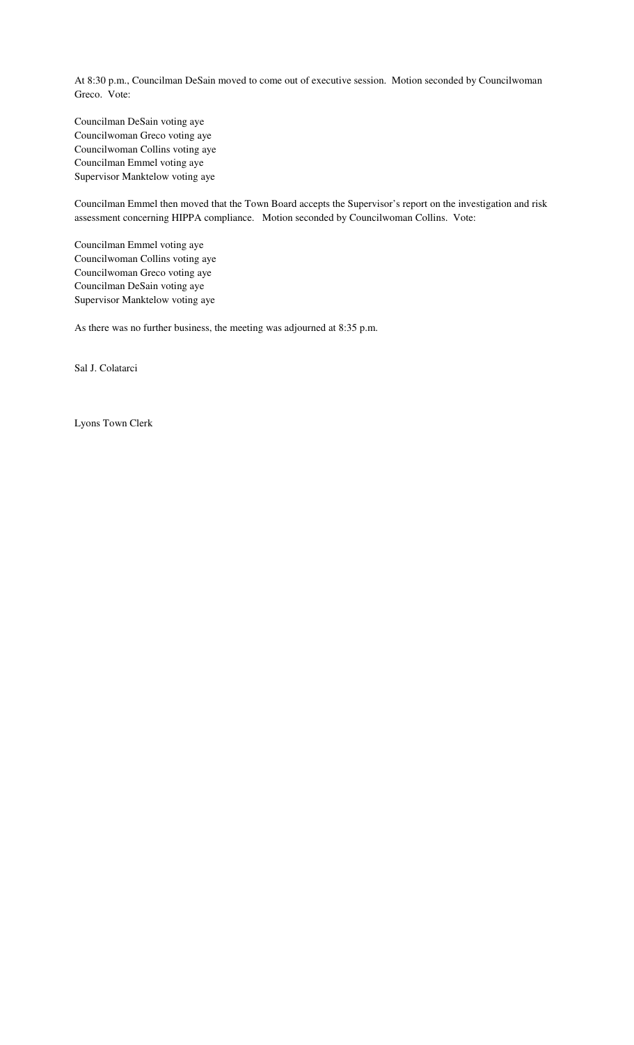At 8:30 p.m., Councilman DeSain moved to come out of executive session. Motion seconded by Councilwoman Greco. Vote:

Councilman DeSain voting aye
Councilwoman Greco voting aye
Councilwoman Collins voting aye
Councilman Emmel voting aye
Supervisor Manktelow voting aye

Councilman Emmel then moved that the Town Board accepts the Supervisor's report on the investigation and risk assessment concerning HIPPA compliance. Motion seconded by Councilwoman Collins. Vote:

Councilman Emmel voting aye
Councilwoman Collins voting aye
Councilwoman Greco voting aye
Councilman DeSain voting aye
Supervisor Manktelow voting aye

As there was no further business, the meeting was adjourned at 8:35 p.m.

Sal J. Colatarci

Lyons Town Clerk